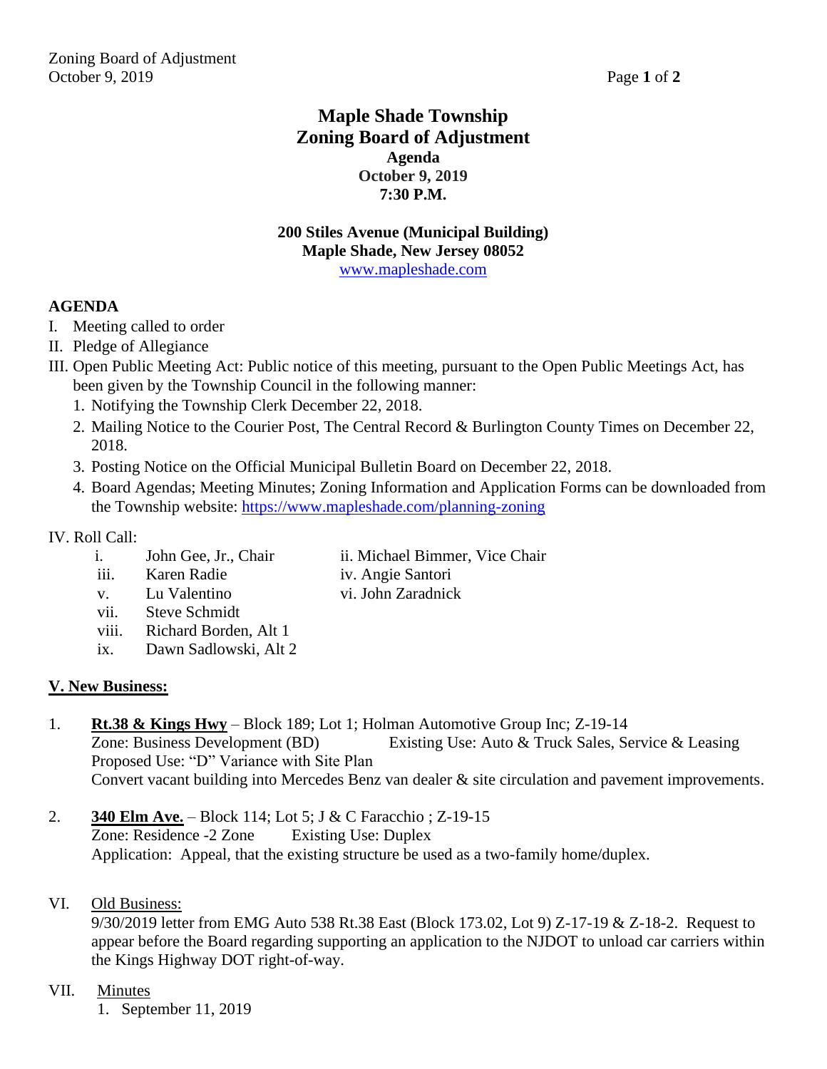# Maple Shade Township
# Zoning Board of Adjustment
### Agenda
### October 9, 2019
### 7:30 P.M.

**200 Stiles Avenue (Municipal Building)**
**Maple Shade, New Jersey 08052**
www.mapleshade.com

**AGENDA**

I. Meeting called to order

II. Pledge of Allegiance

III. Open Public Meeting Act: Public notice of this meeting, pursuant to the Open Public Meetings Act, has been given by the Township Council in the following manner:

1. Notifying the Township Clerk December 22, 2018.
2. Mailing Notice to the Courier Post, The Central Record & Burlington County Times on December 22, 2018.
3. Posting Notice on the Official Municipal Bulletin Board on December 22, 2018.
4. Board Agendas; Meeting Minutes; Zoning Information and Application Forms can be downloaded from the Township website: https://www.mapleshade.com/planning-zoning

IV. Roll Call:

- i. John Gee, Jr., Chair
- ii. Michael Bimmer, Vice Chair
- iii. Karen Radie
- iv. Angie Santori
- v. Lu Valentino
- vi. John Zaradnick
- vii. Steve Schmidt
- viii. Richard Borden, Alt 1
- ix. Dawn Sadlowski, Alt 2

**V. New Business:**

1. **Rt.38 & Kings Hwy** – Block 189; Lot 1; Holman Automotive Group Inc; Z-19-14
   Zone: Business Development (BD) Existing Use: Auto & Truck Sales, Service & Leasing
   Proposed Use: "D" Variance with Site Plan
   Convert vacant building into Mercedes Benz van dealer & site circulation and pavement improvements.

2. **340 Elm Ave.** – Block 114; Lot 5; J & C Faracchio ; Z-19-15
   Zone: Residence -2 Zone Existing Use: Duplex
   Application: Appeal, that the existing structure be used as a two-family home/duplex.

VI. Old Business:

9/30/2019 letter from EMG Auto 538 Rt.38 East (Block 173.02, Lot 9) Z-17-19 & Z-18-2. Request to appear before the Board regarding supporting an application to the NJDOT to unload car carriers within the Kings Highway DOT right-of-way.

VII. Minutes

1. September 11, 2019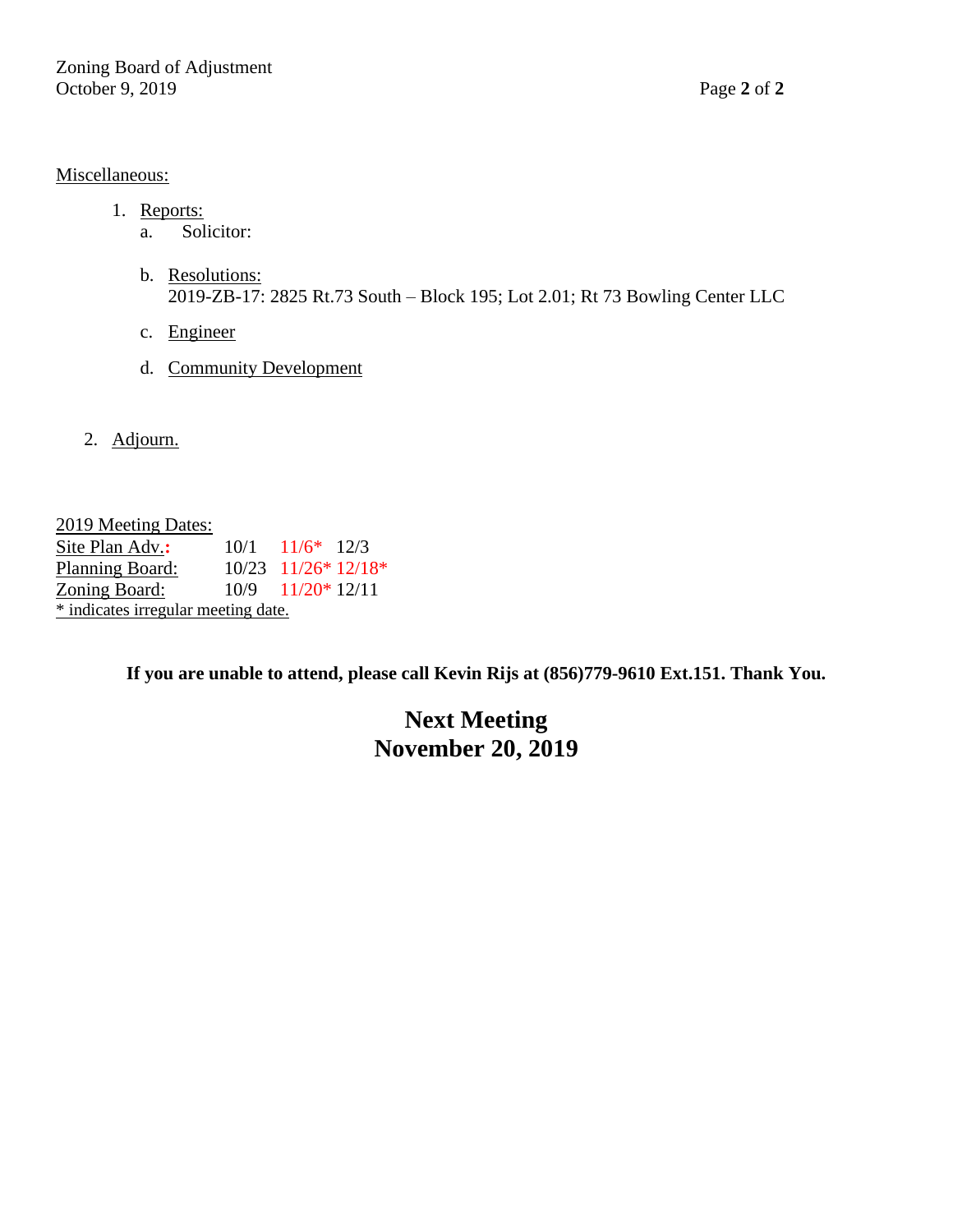Miscellaneous:

1. Reports:
   a. Solicitor:

   b. Resolutions:
      2019-ZB-17: 2825 Rt.73 South – Block 195; Lot 2.01; Rt 73 Bowling Center LLC

   c. Engineer

   d. Community Development

2. Adjourn.

2019 Meeting Dates:

| | | | |
|---|---|---|---|
| Site Plan Adv.: | 10/1 | 11/6* | 12/3 |
| Planning Board: | 10/23 | 11/26* | 12/18* |
| Zoning Board: | 10/9 | 11/20* | 12/11 |

* indicates irregular meeting date.

**If you are unable to attend, please call Kevin Rijs at (856)779-9610 Ext.151. Thank You.**

**Next Meeting**
**November 20, 2019**